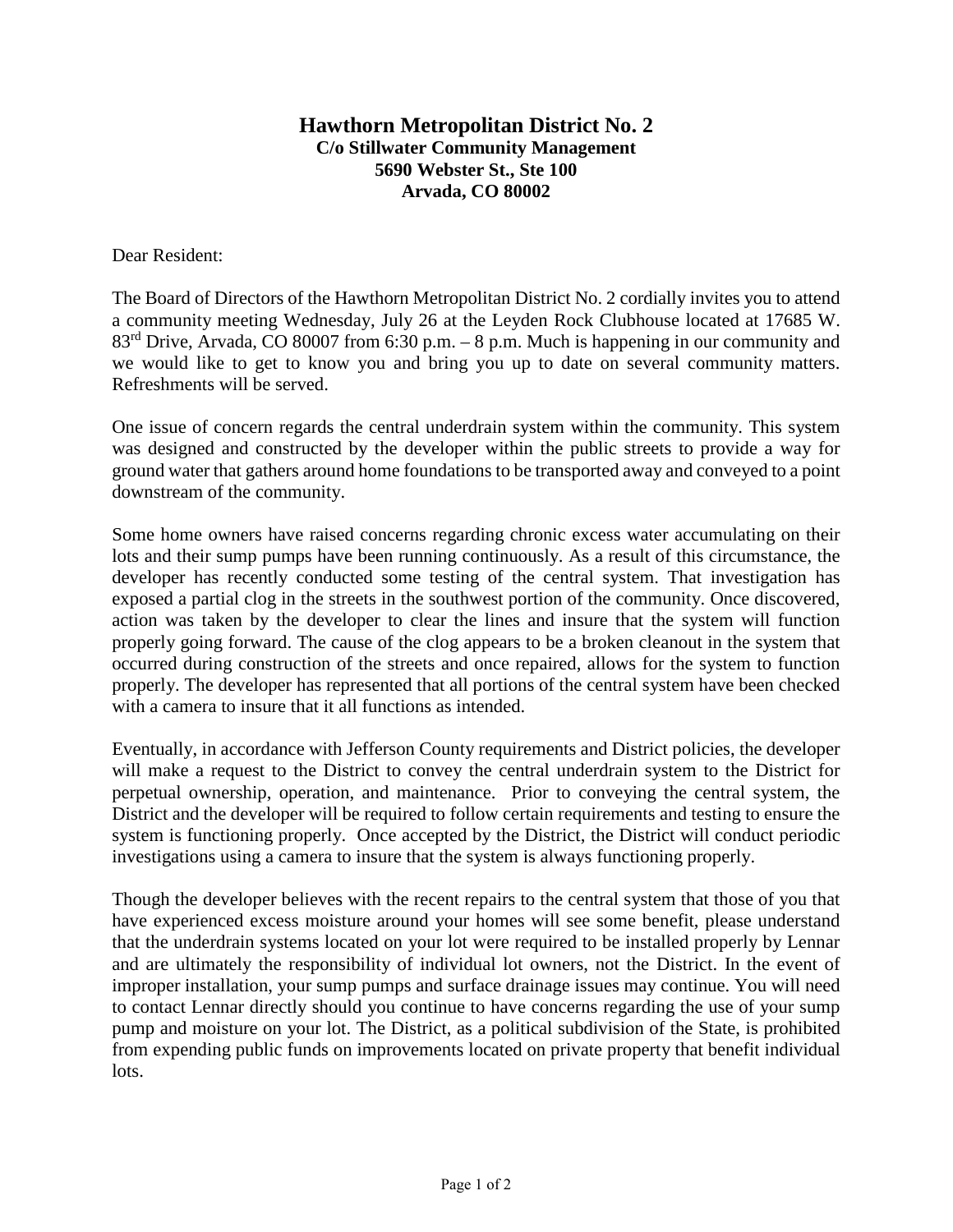# Hawthorn Metropolitan District No. 2

**C/o Stillwater Community Management**
**5690 Webster St., Ste 100**
**Arvada, CO 80002**

Dear Resident:

The Board of Directors of the Hawthorn Metropolitan District No. 2 cordially invites you to attend a community meeting Wednesday, July 26 at the Leyden Rock Clubhouse located at 17685 W. 83rd Drive, Arvada, CO 80007 from 6:30 p.m. – 8 p.m. Much is happening in our community and we would like to get to know you and bring you up to date on several community matters. Refreshments will be served.

One issue of concern regards the central underdrain system within the community. This system was designed and constructed by the developer within the public streets to provide a way for ground water that gathers around home foundations to be transported away and conveyed to a point downstream of the community.

Some home owners have raised concerns regarding chronic excess water accumulating on their lots and their sump pumps have been running continuously. As a result of this circumstance, the developer has recently conducted some testing of the central system. That investigation has exposed a partial clog in the streets in the southwest portion of the community. Once discovered, action was taken by the developer to clear the lines and insure that the system will function properly going forward. The cause of the clog appears to be a broken cleanout in the system that occurred during construction of the streets and once repaired, allows for the system to function properly. The developer has represented that all portions of the central system have been checked with a camera to insure that it all functions as intended.

Eventually, in accordance with Jefferson County requirements and District policies, the developer will make a request to the District to convey the central underdrain system to the District for perpetual ownership, operation, and maintenance. Prior to conveying the central system, the District and the developer will be required to follow certain requirements and testing to ensure the system is functioning properly. Once accepted by the District, the District will conduct periodic investigations using a camera to insure that the system is always functioning properly.

Though the developer believes with the recent repairs to the central system that those of you that have experienced excess moisture around your homes will see some benefit, please understand that the underdrain systems located on your lot were required to be installed properly by Lennar and are ultimately the responsibility of individual lot owners, not the District. In the event of improper installation, your sump pumps and surface drainage issues may continue. You will need to contact Lennar directly should you continue to have concerns regarding the use of your sump pump and moisture on your lot. The District, as a political subdivision of the State, is prohibited from expending public funds on improvements located on private property that benefit individual lots.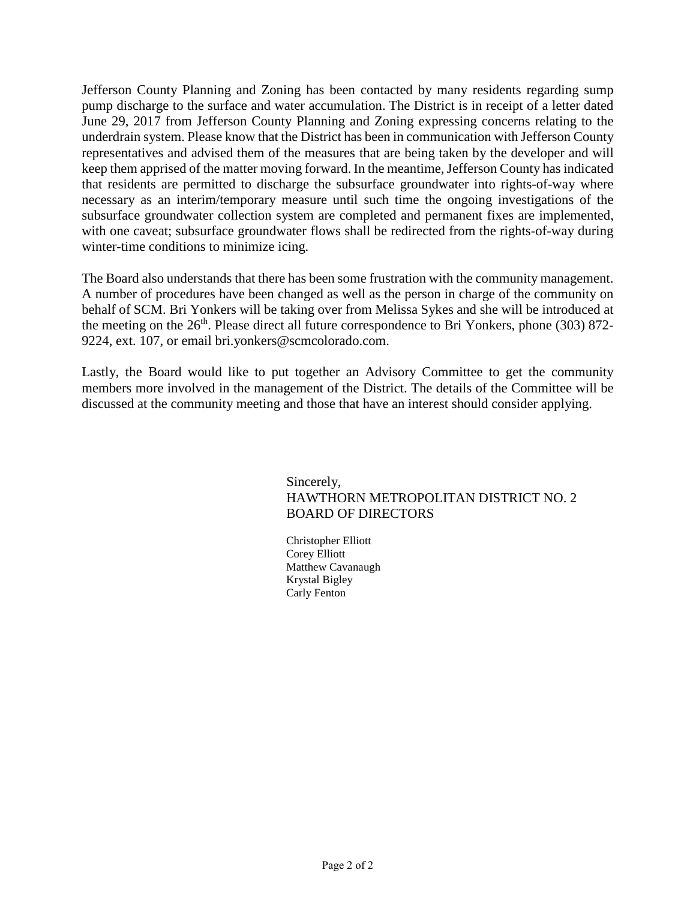Jefferson County Planning and Zoning has been contacted by many residents regarding sump pump discharge to the surface and water accumulation. The District is in receipt of a letter dated June 29, 2017 from Jefferson County Planning and Zoning expressing concerns relating to the underdrain system. Please know that the District has been in communication with Jefferson County representatives and advised them of the measures that are being taken by the developer and will keep them apprised of the matter moving forward. In the meantime, Jefferson County has indicated that residents are permitted to discharge the subsurface groundwater into rights-of-way where necessary as an interim/temporary measure until such time the ongoing investigations of the subsurface groundwater collection system are completed and permanent fixes are implemented, with one caveat; subsurface groundwater flows shall be redirected from the rights-of-way during winter-time conditions to minimize icing.

The Board also understands that there has been some frustration with the community management. A number of procedures have been changed as well as the person in charge of the community on behalf of SCM. Bri Yonkers will be taking over from Melissa Sykes and she will be introduced at the meeting on the 26th. Please direct all future correspondence to Bri Yonkers, phone (303) 872-9224, ext. 107, or email bri.yonkers@scmcolorado.com.

Lastly, the Board would like to put together an Advisory Committee to get the community members more involved in the management of the District. The details of the Committee will be discussed at the community meeting and those that have an interest should consider applying.

Sincerely,
HAWTHORN METROPOLITAN DISTRICT NO. 2
BOARD OF DIRECTORS

Christopher Elliott
Corey Elliott
Matthew Cavanaugh
Krystal Bigley
Carly Fenton